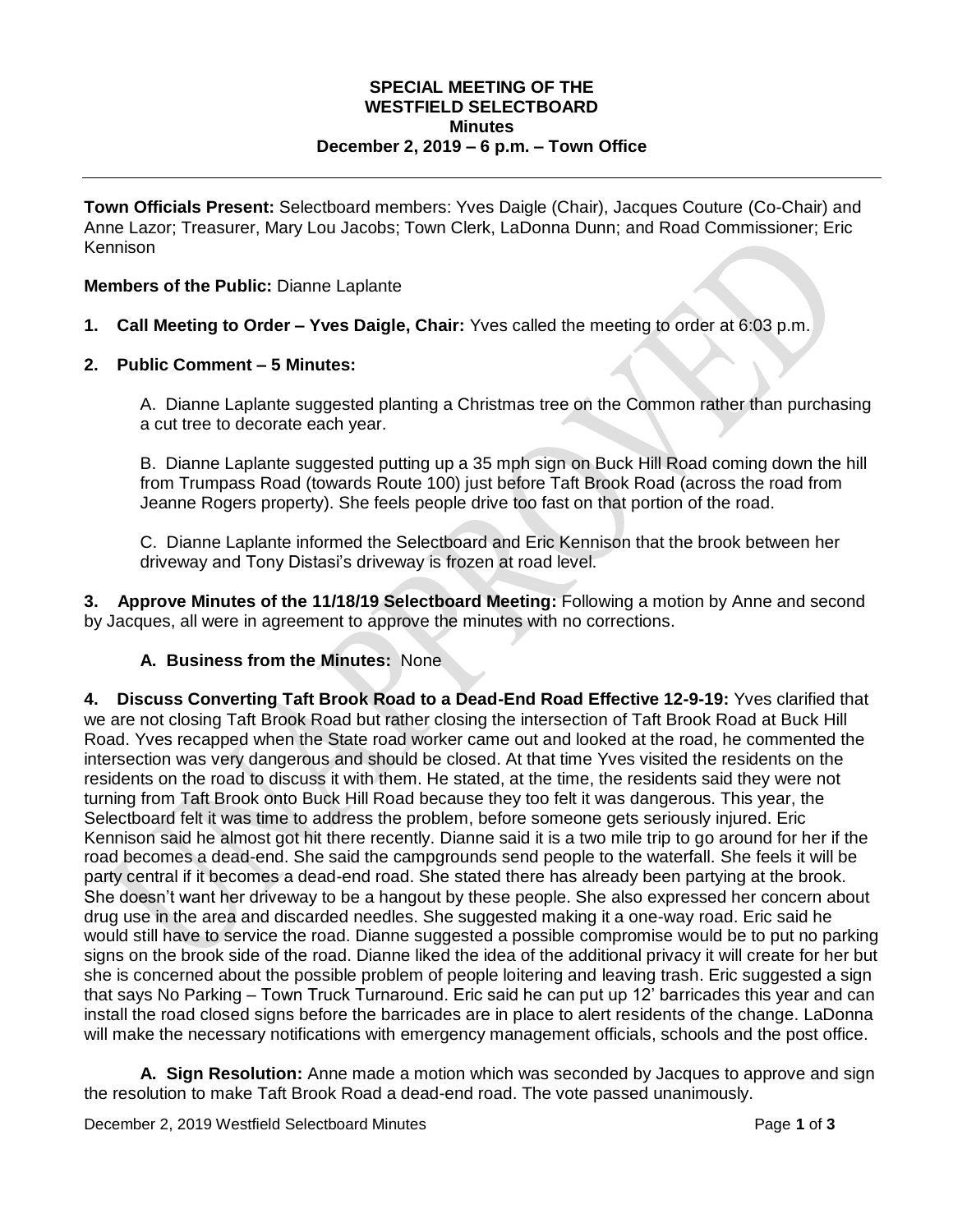**SPECIAL MEETING OF THE**
**WESTFIELD SELECTBOARD**
**Minutes**
**December 2, 2019 – 6 p.m. – Town Office**

---

**Town Officials Present:** Selectboard members: Yves Daigle (Chair), Jacques Couture (Co-Chair) and Anne Lazor; Treasurer, Mary Lou Jacobs; Town Clerk, LaDonna Dunn; and Road Commissioner; Eric Kennison

**Members of the Public:** Dianne Laplante

**1. Call Meeting to Order – Yves Daigle, Chair:** Yves called the meeting to order at 6:03 p.m.

**2. Public Comment – 5 Minutes:**

A. Dianne Laplante suggested planting a Christmas tree on the Common rather than purchasing a cut tree to decorate each year.

B. Dianne Laplante suggested putting up a 35 mph sign on Buck Hill Road coming down the hill from Trumpass Road (towards Route 100) just before Taft Brook Road (across the road from Jeanne Rogers property). She feels people drive too fast on that portion of the road.

C. Dianne Laplante informed the Selectboard and Eric Kennison that the brook between her driveway and Tony Distasi's driveway is frozen at road level.

**3. Approve Minutes of the 11/18/19 Selectboard Meeting:** Following a motion by Anne and second by Jacques, all were in agreement to approve the minutes with no corrections.

**A. Business from the Minutes:** None

**4. Discuss Converting Taft Brook Road to a Dead-End Road Effective 12-9-19:** Yves clarified that we are not closing Taft Brook Road but rather closing the intersection of Taft Brook Road at Buck Hill Road. Yves recapped when the State road worker came out and looked at the road, he commented the intersection was very dangerous and should be closed. At that time Yves visited the residents on the residents on the road to discuss it with them. He stated, at the time, the residents said they were not turning from Taft Brook onto Buck Hill Road because they too felt it was dangerous. This year, the Selectboard felt it was time to address the problem, before someone gets seriously injured. Eric Kennison said he almost got hit there recently. Dianne said it is a two mile trip to go around for her if the road becomes a dead-end. She said the campgrounds send people to the waterfall. She feels it will be party central if it becomes a dead-end road. She stated there has already been partying at the brook. She doesn't want her driveway to be a hangout by these people. She also expressed her concern about drug use in the area and discarded needles. She suggested making it a one-way road. Eric said he would still have to service the road. Dianne suggested a possible compromise would be to put no parking signs on the brook side of the road. Dianne liked the idea of the additional privacy it will create for her but she is concerned about the possible problem of people loitering and leaving trash. Eric suggested a sign that says No Parking – Town Truck Turnaround. Eric said he can put up 12' barricades this year and can install the road closed signs before the barricades are in place to alert residents of the change. LaDonna will make the necessary notifications with emergency management officials, schools and the post office.

**A. Sign Resolution:** Anne made a motion which was seconded by Jacques to approve and sign the resolution to make Taft Brook Road a dead-end road. The vote passed unanimously.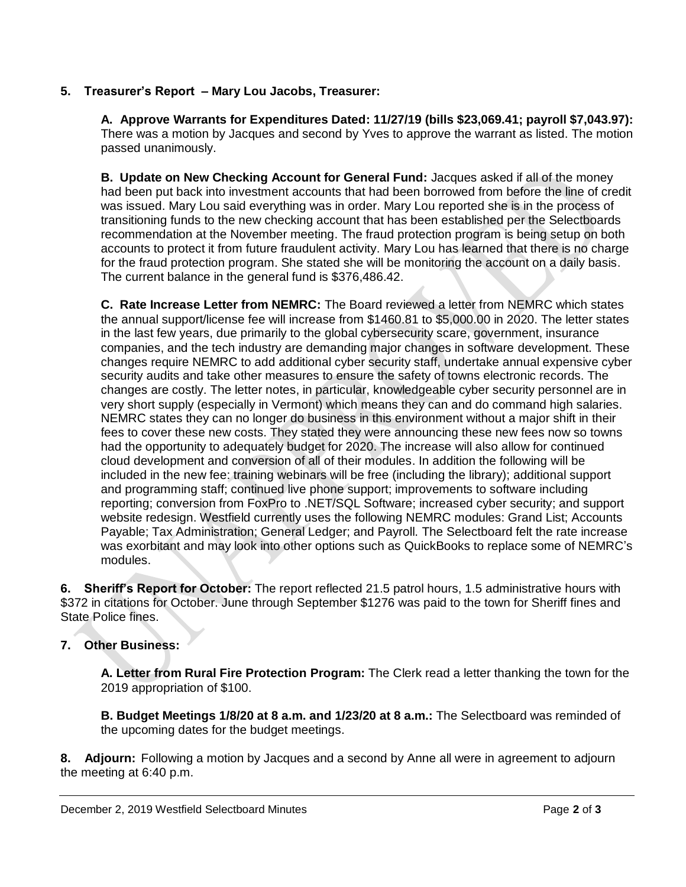**5. Treasurer's Report – Mary Lou Jacobs, Treasurer:**

**A. Approve Warrants for Expenditures Dated: 11/27/19 (bills $23,069.41; payroll $7,043.97):** There was a motion by Jacques and second by Yves to approve the warrant as listed. The motion passed unanimously.

**B. Update on New Checking Account for General Fund:** Jacques asked if all of the money had been put back into investment accounts that had been borrowed from before the line of credit was issued. Mary Lou said everything was in order. Mary Lou reported she is in the process of transitioning funds to the new checking account that has been established per the Selectboards recommendation at the November meeting. The fraud protection program is being setup on both accounts to protect it from future fraudulent activity. Mary Lou has learned that there is no charge for the fraud protection program. She stated she will be monitoring the account on a daily basis. The current balance in the general fund is $376,486.42.

**C. Rate Increase Letter from NEMRC:** The Board reviewed a letter from NEMRC which states the annual support/license fee will increase from $1460.81 to $5,000.00 in 2020. The letter states in the last few years, due primarily to the global cybersecurity scare, government, insurance companies, and the tech industry are demanding major changes in software development. These changes require NEMRC to add additional cyber security staff, undertake annual expensive cyber security audits and take other measures to ensure the safety of towns electronic records. The changes are costly. The letter notes, in particular, knowledgeable cyber security personnel are in very short supply (especially in Vermont) which means they can and do command high salaries. NEMRC states they can no longer do business in this environment without a major shift in their fees to cover these new costs. They stated they were announcing these new fees now so towns had the opportunity to adequately budget for 2020. The increase will also allow for continued cloud development and conversion of all of their modules. In addition the following will be included in the new fee: training webinars will be free (including the library); additional support and programming staff; continued live phone support; improvements to software including reporting; conversion from FoxPro to .NET/SQL Software; increased cyber security; and support website redesign. Westfield currently uses the following NEMRC modules: Grand List; Accounts Payable; Tax Administration; General Ledger; and Payroll. The Selectboard felt the rate increase was exorbitant and may look into other options such as QuickBooks to replace some of NEMRC's modules.

**6. Sheriff's Report for October:** The report reflected 21.5 patrol hours, 1.5 administrative hours with $372 in citations for October. June through September $1276 was paid to the town for Sheriff fines and State Police fines.

**7. Other Business:**

**A. Letter from Rural Fire Protection Program:** The Clerk read a letter thanking the town for the 2019 appropriation of $100.

**B. Budget Meetings 1/8/20 at 8 a.m. and 1/23/20 at 8 a.m.:** The Selectboard was reminded of the upcoming dates for the budget meetings.

**8. Adjourn:** Following a motion by Jacques and a second by Anne all were in agreement to adjourn the meeting at 6:40 p.m.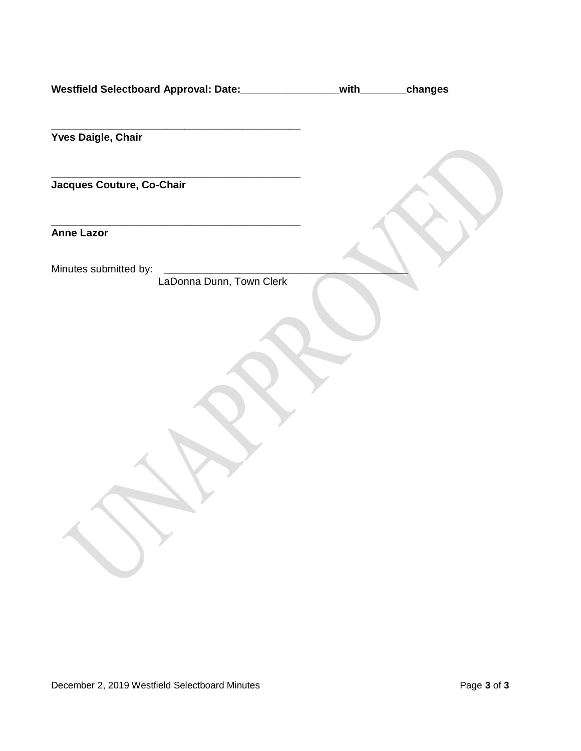**Westfield Selectboard Approval: Date:_________________with________changes**

_____________________________________________
**Yves Daigle, Chair**

_____________________________________________
**Jacques Couture, Co-Chair**

_____________________________________________
**Anne Lazor**

Minutes submitted by: _____________________________________________
LaDonna Dunn, Town Clerk

UNAPPROVED